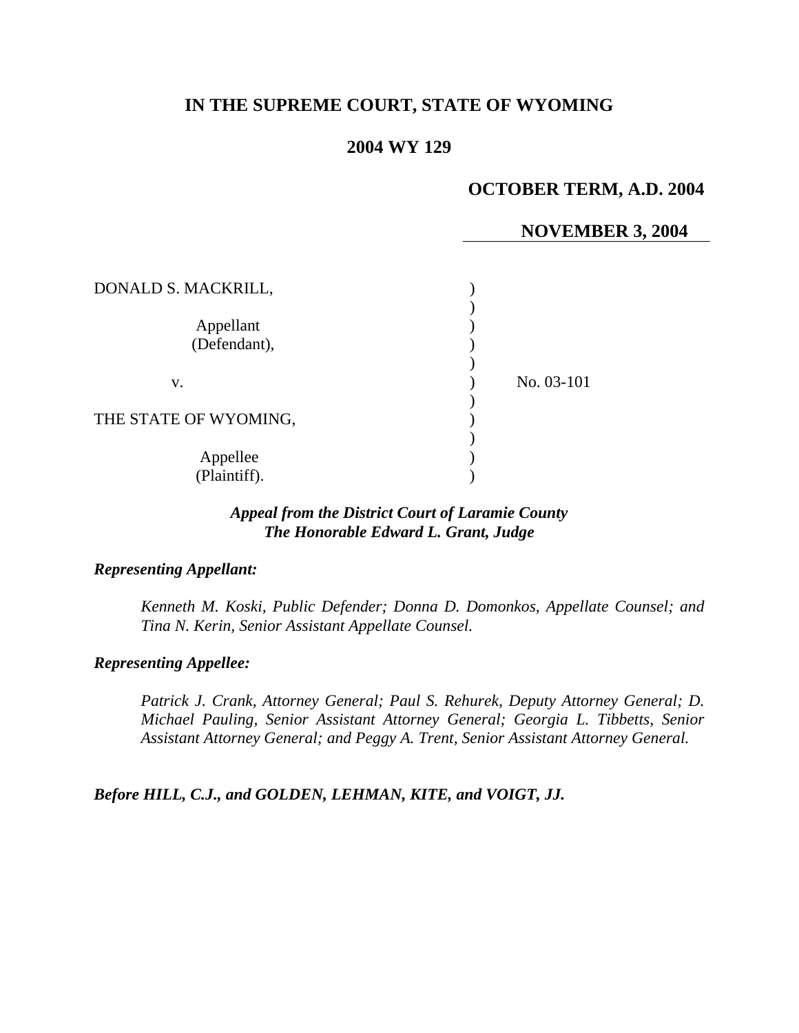**IN THE SUPREME COURT, STATE OF WYOMING**

**2004 WY 129**

**OCTOBER TERM, A.D. 2004**

**NOVEMBER 3, 2004**

| | | |
|---|---|---|
| DONALD S. MACKRILL, | ) | |
| | ) | |
| Appellant (Defendant), | ) | |
| | ) | |
| v. | ) | No. 03-101 |
| | ) | |
| THE STATE OF WYOMING, | ) | |
| | ) | |
| Appellee (Plaintiff). | ) | |

***Appeal from the District Court of Laramie County***
***The Honorable Edward L. Grant, Judge***

***Representing Appellant:***

*Kenneth M. Koski, Public Defender; Donna D. Domonkos, Appellate Counsel; and Tina N. Kerin, Senior Assistant Appellate Counsel.*

***Representing Appellee:***

*Patrick J. Crank, Attorney General; Paul S. Rehurek, Deputy Attorney General; D. Michael Pauling, Senior Assistant Attorney General; Georgia L. Tibbetts, Senior Assistant Attorney General; and Peggy A. Trent, Senior Assistant Attorney General.*

***Before HILL, C.J., and GOLDEN, LEHMAN, KITE, and VOIGT, JJ.***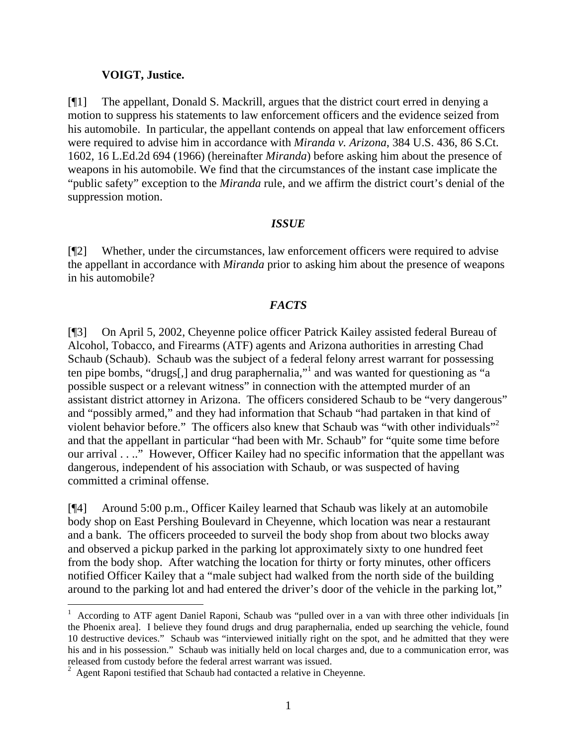**VOIGT, Justice.**

[¶1] The appellant, Donald S. Mackrill, argues that the district court erred in denying a motion to suppress his statements to law enforcement officers and the evidence seized from his automobile. In particular, the appellant contends on appeal that law enforcement officers were required to advise him in accordance with *Miranda v. Arizona*, 384 U.S. 436, 86 S.Ct. 1602, 16 L.Ed.2d 694 (1966) (hereinafter *Miranda*) before asking him about the presence of weapons in his automobile. We find that the circumstances of the instant case implicate the "public safety" exception to the *Miranda* rule, and we affirm the district court's denial of the suppression motion.

### *ISSUE*

[¶2] Whether, under the circumstances, law enforcement officers were required to advise the appellant in accordance with *Miranda* prior to asking him about the presence of weapons in his automobile?

### *FACTS*

[¶3] On April 5, 2002, Cheyenne police officer Patrick Kailey assisted federal Bureau of Alcohol, Tobacco, and Firearms (ATF) agents and Arizona authorities in arresting Chad Schaub (Schaub). Schaub was the subject of a federal felony arrest warrant for possessing ten pipe bombs, "drugs[,] and drug paraphernalia,"[1] and was wanted for questioning as "a possible suspect or a relevant witness" in connection with the attempted murder of an assistant district attorney in Arizona. The officers considered Schaub to be "very dangerous" and "possibly armed," and they had information that Schaub "had partaken in that kind of violent behavior before." The officers also knew that Schaub was "with other individuals"[2] and that the appellant in particular "had been with Mr. Schaub" for "quite some time before our arrival . . .." However, Officer Kailey had no specific information that the appellant was dangerous, independent of his association with Schaub, or was suspected of having committed a criminal offense.

[¶4] Around 5:00 p.m., Officer Kailey learned that Schaub was likely at an automobile body shop on East Pershing Boulevard in Cheyenne, which location was near a restaurant and a bank. The officers proceeded to surveil the body shop from about two blocks away and observed a pickup parked in the parking lot approximately sixty to one hundred feet from the body shop. After watching the location for thirty or forty minutes, other officers notified Officer Kailey that a "male subject had walked from the north side of the building around to the parking lot and had entered the driver's door of the vehicle in the parking lot,"

---

[1] According to ATF agent Daniel Raponi, Schaub was "pulled over in a van with three other individuals [in the Phoenix area]. I believe they found drugs and drug paraphernalia, ended up searching the vehicle, found 10 destructive devices." Schaub was "interviewed initially right on the spot, and he admitted that they were his and in his possession." Schaub was initially held on local charges and, due to a communication error, was released from custody before the federal arrest warrant was issued.

[2] Agent Raponi testified that Schaub had contacted a relative in Cheyenne.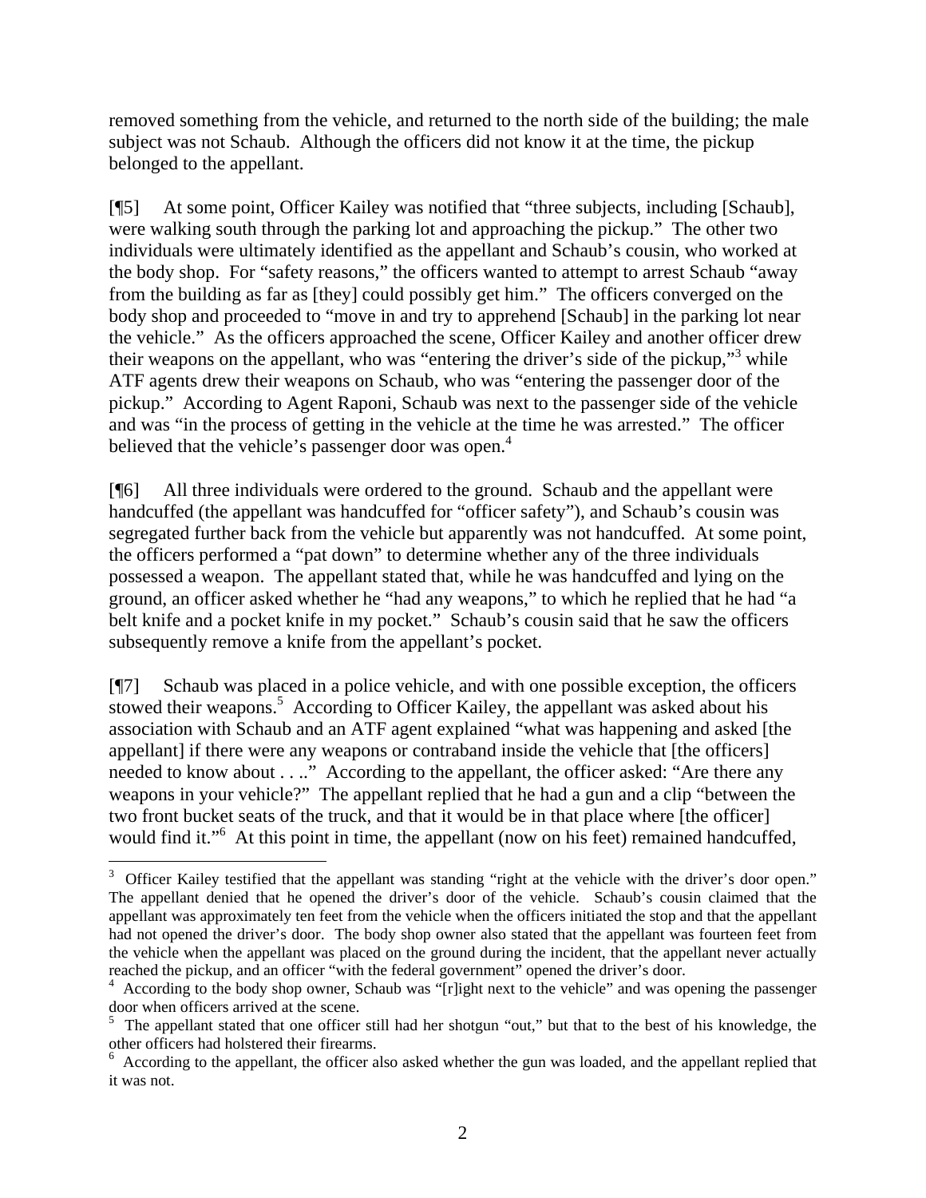removed something from the vehicle, and returned to the north side of the building; the male subject was not Schaub. Although the officers did not know it at the time, the pickup belonged to the appellant.

[¶5] At some point, Officer Kailey was notified that "three subjects, including [Schaub], were walking south through the parking lot and approaching the pickup." The other two individuals were ultimately identified as the appellant and Schaub's cousin, who worked at the body shop. For "safety reasons," the officers wanted to attempt to arrest Schaub "away from the building as far as [they] could possibly get him." The officers converged on the body shop and proceeded to "move in and try to apprehend [Schaub] in the parking lot near the vehicle." As the officers approached the scene, Officer Kailey and another officer drew their weapons on the appellant, who was "entering the driver's side of the pickup,"[3] while ATF agents drew their weapons on Schaub, who was "entering the passenger door of the pickup." According to Agent Raponi, Schaub was next to the passenger side of the vehicle and was "in the process of getting in the vehicle at the time he was arrested." The officer believed that the vehicle's passenger door was open.[4]

[¶6] All three individuals were ordered to the ground. Schaub and the appellant were handcuffed (the appellant was handcuffed for "officer safety"), and Schaub's cousin was segregated further back from the vehicle but apparently was not handcuffed. At some point, the officers performed a "pat down" to determine whether any of the three individuals possessed a weapon. The appellant stated that, while he was handcuffed and lying on the ground, an officer asked whether he "had any weapons," to which he replied that he had "a belt knife and a pocket knife in my pocket." Schaub's cousin said that he saw the officers subsequently remove a knife from the appellant's pocket.

[¶7] Schaub was placed in a police vehicle, and with one possible exception, the officers stowed their weapons.[5] According to Officer Kailey, the appellant was asked about his association with Schaub and an ATF agent explained "what was happening and asked [the appellant] if there were any weapons or contraband inside the vehicle that [the officers] needed to know about . . .." According to the appellant, the officer asked: "Are there any weapons in your vehicle?" The appellant replied that he had a gun and a clip "between the two front bucket seats of the truck, and that it would be in that place where [the officer] would find it."[6] At this point in time, the appellant (now on his feet) remained handcuffed,

---

[3] Officer Kailey testified that the appellant was standing "right at the vehicle with the driver's door open." The appellant denied that he opened the driver's door of the vehicle. Schaub's cousin claimed that the appellant was approximately ten feet from the vehicle when the officers initiated the stop and that the appellant had not opened the driver's door. The body shop owner also stated that the appellant was fourteen feet from the vehicle when the appellant was placed on the ground during the incident, that the appellant never actually reached the pickup, and an officer "with the federal government" opened the driver's door.

[4] According to the body shop owner, Schaub was "[r]ight next to the vehicle" and was opening the passenger door when officers arrived at the scene.

[5] The appellant stated that one officer still had her shotgun "out," but that to the best of his knowledge, the other officers had holstered their firearms.

[6] According to the appellant, the officer also asked whether the gun was loaded, and the appellant replied that it was not.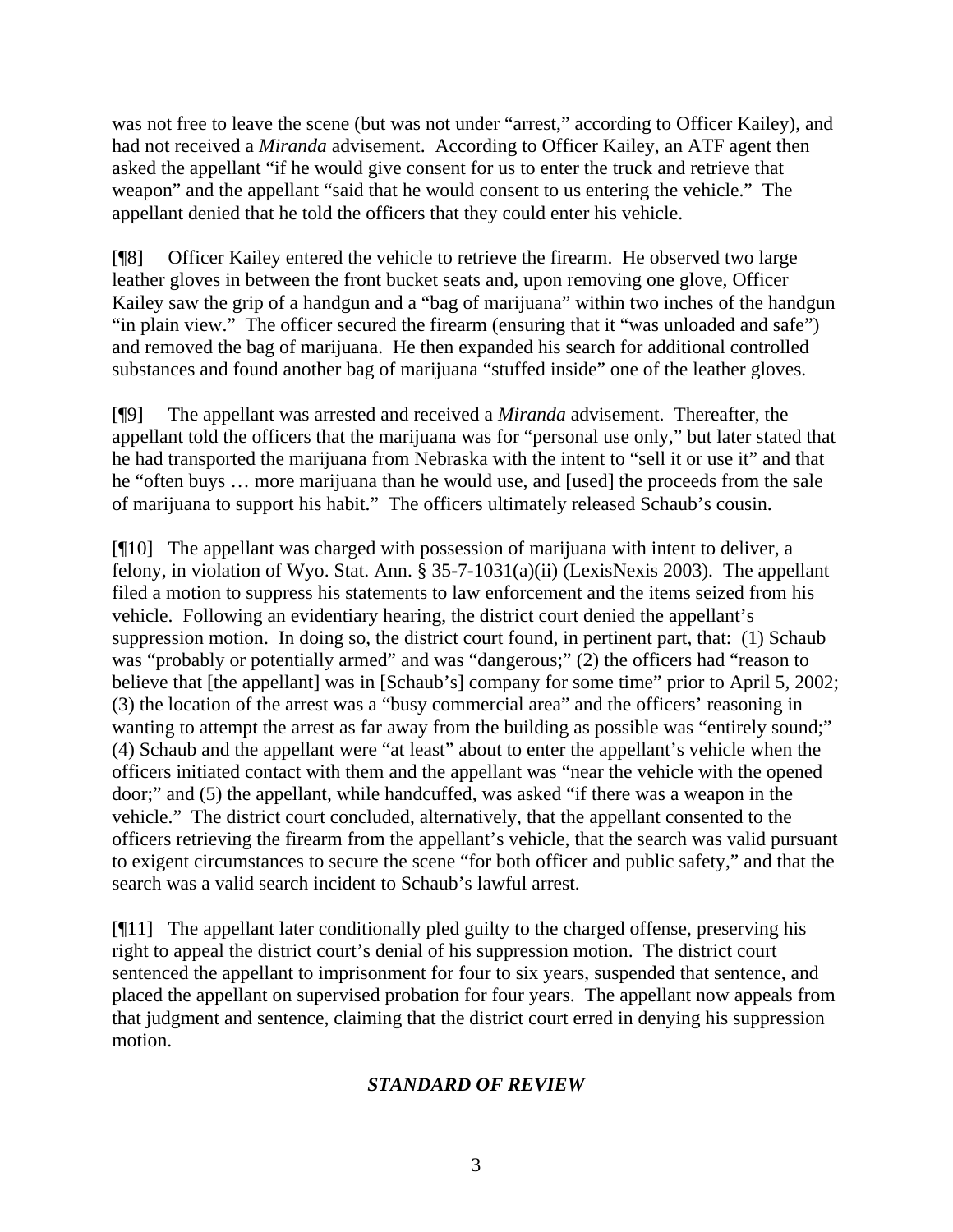was not free to leave the scene (but was not under "arrest," according to Officer Kailey), and had not received a *Miranda* advisement. According to Officer Kailey, an ATF agent then asked the appellant "if he would give consent for us to enter the truck and retrieve that weapon" and the appellant "said that he would consent to us entering the vehicle." The appellant denied that he told the officers that they could enter his vehicle.

[¶8] Officer Kailey entered the vehicle to retrieve the firearm. He observed two large leather gloves in between the front bucket seats and, upon removing one glove, Officer Kailey saw the grip of a handgun and a "bag of marijuana" within two inches of the handgun "in plain view." The officer secured the firearm (ensuring that it "was unloaded and safe") and removed the bag of marijuana. He then expanded his search for additional controlled substances and found another bag of marijuana "stuffed inside" one of the leather gloves.

[¶9] The appellant was arrested and received a *Miranda* advisement. Thereafter, the appellant told the officers that the marijuana was for "personal use only," but later stated that he had transported the marijuana from Nebraska with the intent to "sell it or use it" and that he "often buys … more marijuana than he would use, and [used] the proceeds from the sale of marijuana to support his habit." The officers ultimately released Schaub's cousin.

[¶10] The appellant was charged with possession of marijuana with intent to deliver, a felony, in violation of Wyo. Stat. Ann. § 35-7-1031(a)(ii) (LexisNexis 2003). The appellant filed a motion to suppress his statements to law enforcement and the items seized from his vehicle. Following an evidentiary hearing, the district court denied the appellant's suppression motion. In doing so, the district court found, in pertinent part, that: (1) Schaub was "probably or potentially armed" and was "dangerous;" (2) the officers had "reason to believe that [the appellant] was in [Schaub's] company for some time" prior to April 5, 2002; (3) the location of the arrest was a "busy commercial area" and the officers' reasoning in wanting to attempt the arrest as far away from the building as possible was "entirely sound;" (4) Schaub and the appellant were "at least" about to enter the appellant's vehicle when the officers initiated contact with them and the appellant was "near the vehicle with the opened door;" and (5) the appellant, while handcuffed, was asked "if there was a weapon in the vehicle." The district court concluded, alternatively, that the appellant consented to the officers retrieving the firearm from the appellant's vehicle, that the search was valid pursuant to exigent circumstances to secure the scene "for both officer and public safety," and that the search was a valid search incident to Schaub's lawful arrest.

[¶11] The appellant later conditionally pled guilty to the charged offense, preserving his right to appeal the district court's denial of his suppression motion. The district court sentenced the appellant to imprisonment for four to six years, suspended that sentence, and placed the appellant on supervised probation for four years. The appellant now appeals from that judgment and sentence, claiming that the district court erred in denying his suppression motion.

## *STANDARD OF REVIEW*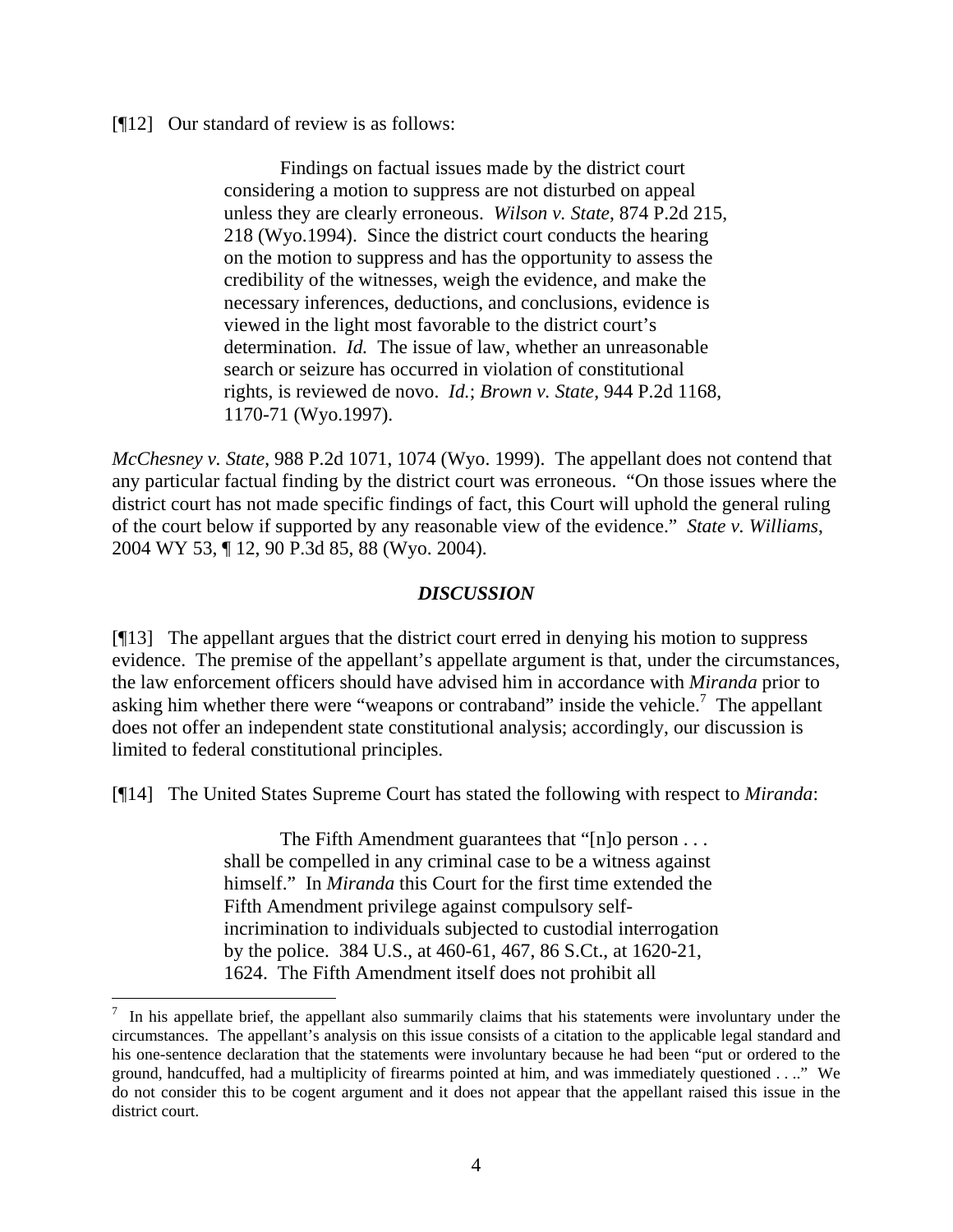[¶12] Our standard of review is as follows:

> Findings on factual issues made by the district court considering a motion to suppress are not disturbed on appeal unless they are clearly erroneous. *Wilson v. State*, 874 P.2d 215, 218 (Wyo.1994). Since the district court conducts the hearing on the motion to suppress and has the opportunity to assess the credibility of the witnesses, weigh the evidence, and make the necessary inferences, deductions, and conclusions, evidence is viewed in the light most favorable to the district court's determination. *Id.* The issue of law, whether an unreasonable search or seizure has occurred in violation of constitutional rights, is reviewed de novo. *Id.*; *Brown v. State*, 944 P.2d 1168, 1170-71 (Wyo.1997).

*McChesney v. State*, 988 P.2d 1071, 1074 (Wyo. 1999). The appellant does not contend that any particular factual finding by the district court was erroneous. "On those issues where the district court has not made specific findings of fact, this Court will uphold the general ruling of the court below if supported by any reasonable view of the evidence." *State v. Williams*, 2004 WY 53, ¶ 12, 90 P.3d 85, 88 (Wyo. 2004).

### *DISCUSSION*

[¶13] The appellant argues that the district court erred in denying his motion to suppress evidence. The premise of the appellant's appellate argument is that, under the circumstances, the law enforcement officers should have advised him in accordance with *Miranda* prior to asking him whether there were "weapons or contraband" inside the vehicle.[7] The appellant does not offer an independent state constitutional analysis; accordingly, our discussion is limited to federal constitutional principles.

[¶14] The United States Supreme Court has stated the following with respect to *Miranda*:

> The Fifth Amendment guarantees that "[n]o person . . . shall be compelled in any criminal case to be a witness against himself." In *Miranda* this Court for the first time extended the Fifth Amendment privilege against compulsory self-incrimination to individuals subjected to custodial interrogation by the police. 384 U.S., at 460-61, 467, 86 S.Ct., at 1620-21, 1624. The Fifth Amendment itself does not prohibit all

[7] In his appellate brief, the appellant also summarily claims that his statements were involuntary under the circumstances. The appellant's analysis on this issue consists of a citation to the applicable legal standard and his one-sentence declaration that the statements were involuntary because he had been "put or ordered to the ground, handcuffed, had a multiplicity of firearms pointed at him, and was immediately questioned . . .." We do not consider this to be cogent argument and it does not appear that the appellant raised this issue in the district court.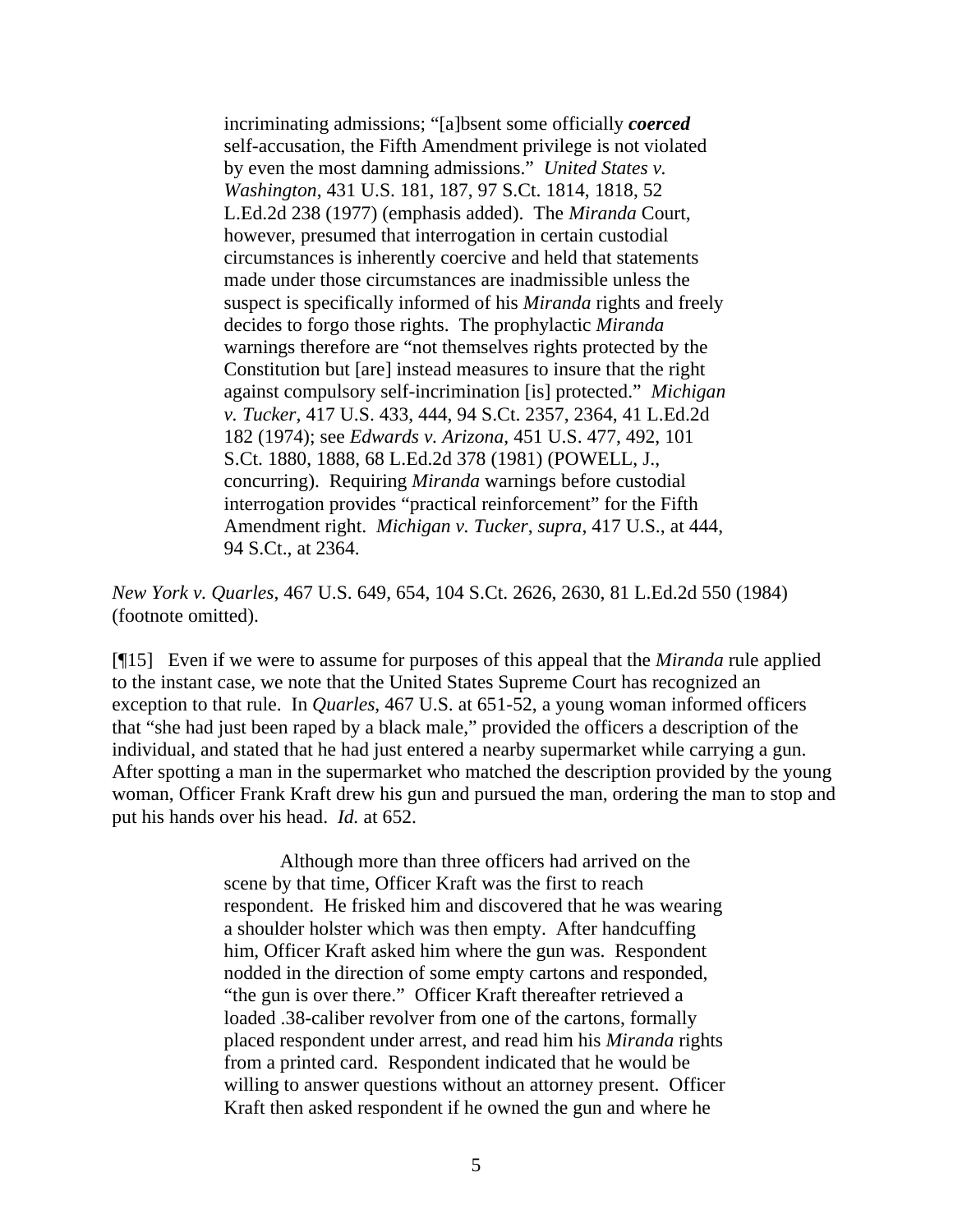> incriminating admissions; "[a]bsent some officially ***coerced*** self-accusation, the Fifth Amendment privilege is not violated by even the most damning admissions." *United States v. Washington*, 431 U.S. 181, 187, 97 S.Ct. 1814, 1818, 52 L.Ed.2d 238 (1977) (emphasis added). The *Miranda* Court, however, presumed that interrogation in certain custodial circumstances is inherently coercive and held that statements made under those circumstances are inadmissible unless the suspect is specifically informed of his *Miranda* rights and freely decides to forgo those rights. The prophylactic *Miranda* warnings therefore are "not themselves rights protected by the Constitution but [are] instead measures to insure that the right against compulsory self-incrimination [is] protected." *Michigan v. Tucker*, 417 U.S. 433, 444, 94 S.Ct. 2357, 2364, 41 L.Ed.2d 182 (1974); see *Edwards v. Arizona*, 451 U.S. 477, 492, 101 S.Ct. 1880, 1888, 68 L.Ed.2d 378 (1981) (POWELL, J., concurring). Requiring *Miranda* warnings before custodial interrogation provides "practical reinforcement" for the Fifth Amendment right. *Michigan v. Tucker*, *supra*, 417 U.S., at 444, 94 S.Ct., at 2364.

*New York v. Quarles*, 467 U.S. 649, 654, 104 S.Ct. 2626, 2630, 81 L.Ed.2d 550 (1984) (footnote omitted).

[¶15] Even if we were to assume for purposes of this appeal that the *Miranda* rule applied to the instant case, we note that the United States Supreme Court has recognized an exception to that rule. In *Quarles*, 467 U.S. at 651-52, a young woman informed officers that "she had just been raped by a black male," provided the officers a description of the individual, and stated that he had just entered a nearby supermarket while carrying a gun. After spotting a man in the supermarket who matched the description provided by the young woman, Officer Frank Kraft drew his gun and pursued the man, ordering the man to stop and put his hands over his head. *Id.* at 652.

> Although more than three officers had arrived on the scene by that time, Officer Kraft was the first to reach respondent. He frisked him and discovered that he was wearing a shoulder holster which was then empty. After handcuffing him, Officer Kraft asked him where the gun was. Respondent nodded in the direction of some empty cartons and responded, "the gun is over there." Officer Kraft thereafter retrieved a loaded .38-caliber revolver from one of the cartons, formally placed respondent under arrest, and read him his *Miranda* rights from a printed card. Respondent indicated that he would be willing to answer questions without an attorney present. Officer Kraft then asked respondent if he owned the gun and where he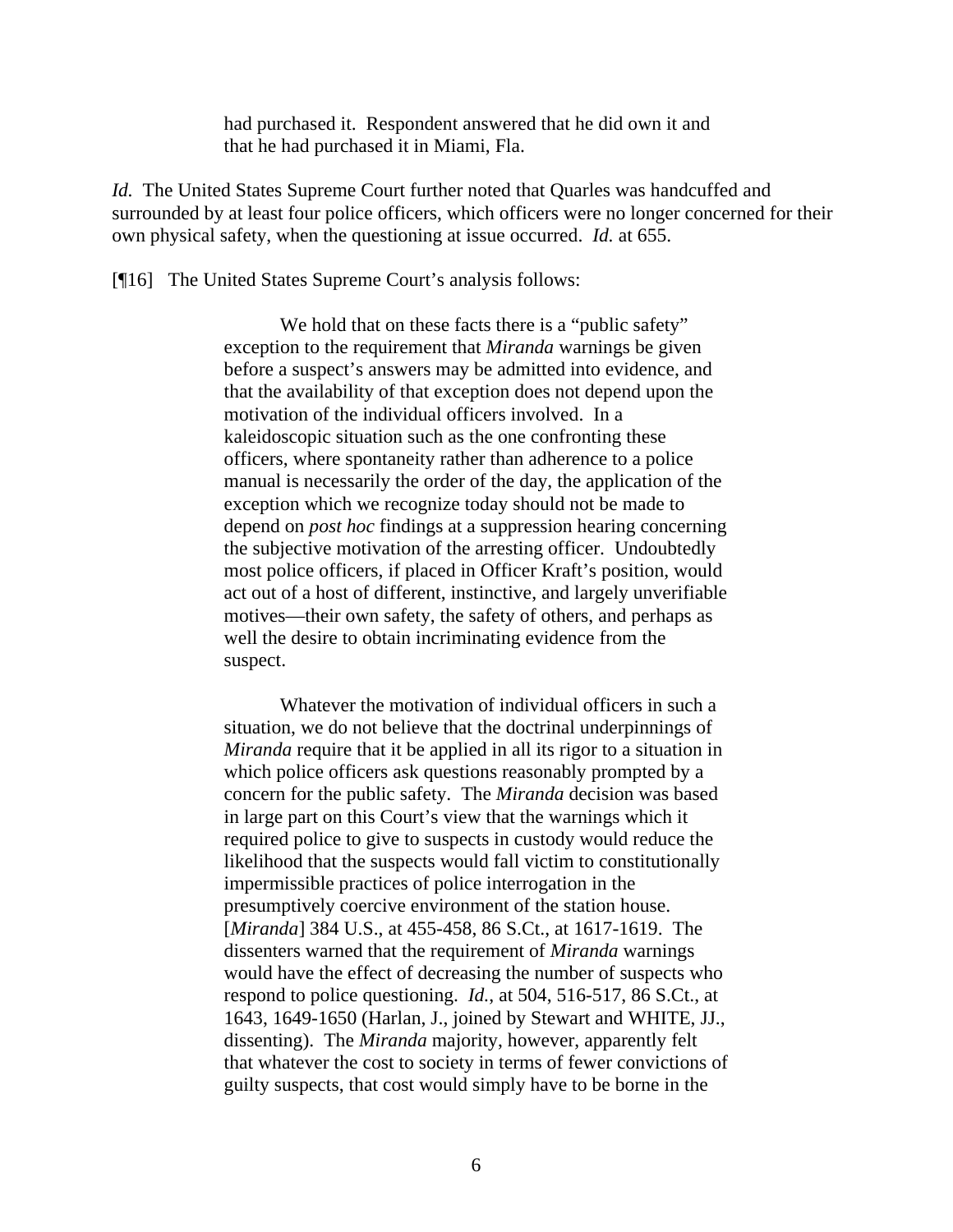> had purchased it. Respondent answered that he did own it and that he had purchased it in Miami, Fla.

*Id.* The United States Supreme Court further noted that Quarles was handcuffed and surrounded by at least four police officers, which officers were no longer concerned for their own physical safety, when the questioning at issue occurred. *Id.* at 655.

[¶16] The United States Supreme Court's analysis follows:

> We hold that on these facts there is a "public safety" exception to the requirement that *Miranda* warnings be given before a suspect's answers may be admitted into evidence, and that the availability of that exception does not depend upon the motivation of the individual officers involved. In a kaleidoscopic situation such as the one confronting these officers, where spontaneity rather than adherence to a police manual is necessarily the order of the day, the application of the exception which we recognize today should not be made to depend on *post hoc* findings at a suppression hearing concerning the subjective motivation of the arresting officer. Undoubtedly most police officers, if placed in Officer Kraft's position, would act out of a host of different, instinctive, and largely unverifiable motives—their own safety, the safety of others, and perhaps as well the desire to obtain incriminating evidence from the suspect.
>
> Whatever the motivation of individual officers in such a situation, we do not believe that the doctrinal underpinnings of *Miranda* require that it be applied in all its rigor to a situation in which police officers ask questions reasonably prompted by a concern for the public safety. The *Miranda* decision was based in large part on this Court's view that the warnings which it required police to give to suspects in custody would reduce the likelihood that the suspects would fall victim to constitutionally impermissible practices of police interrogation in the presumptively coercive environment of the station house. [*Miranda*] 384 U.S., at 455-458, 86 S.Ct., at 1617-1619. The dissenters warned that the requirement of *Miranda* warnings would have the effect of decreasing the number of suspects who respond to police questioning. *Id.*, at 504, 516-517, 86 S.Ct., at 1643, 1649-1650 (Harlan, J., joined by Stewart and WHITE, JJ., dissenting). The *Miranda* majority, however, apparently felt that whatever the cost to society in terms of fewer convictions of guilty suspects, that cost would simply have to be borne in the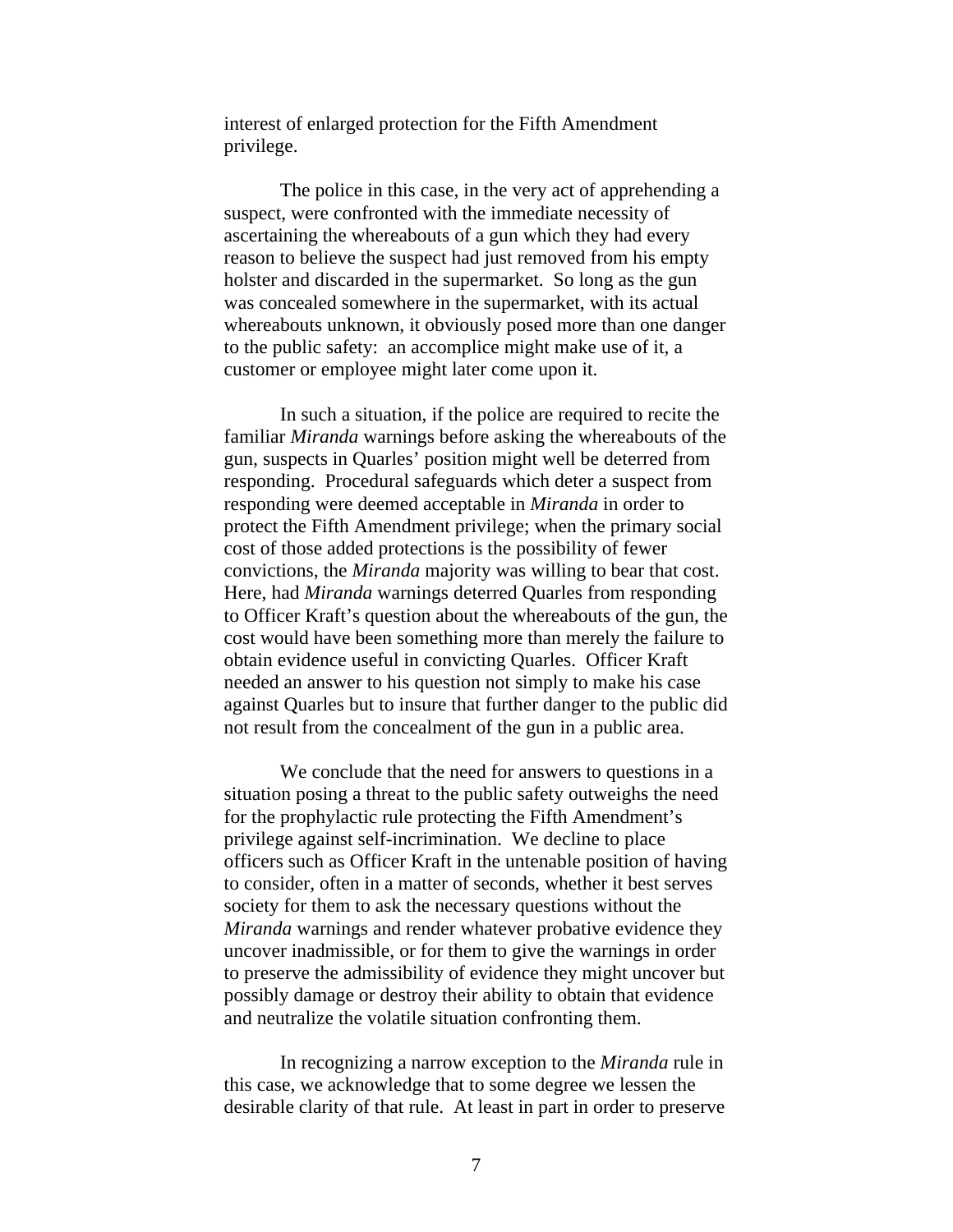interest of enlarged protection for the Fifth Amendment privilege.

The police in this case, in the very act of apprehending a suspect, were confronted with the immediate necessity of ascertaining the whereabouts of a gun which they had every reason to believe the suspect had just removed from his empty holster and discarded in the supermarket. So long as the gun was concealed somewhere in the supermarket, with its actual whereabouts unknown, it obviously posed more than one danger to the public safety: an accomplice might make use of it, a customer or employee might later come upon it.

In such a situation, if the police are required to recite the familiar *Miranda* warnings before asking the whereabouts of the gun, suspects in Quarles' position might well be deterred from responding. Procedural safeguards which deter a suspect from responding were deemed acceptable in *Miranda* in order to protect the Fifth Amendment privilege; when the primary social cost of those added protections is the possibility of fewer convictions, the *Miranda* majority was willing to bear that cost. Here, had *Miranda* warnings deterred Quarles from responding to Officer Kraft's question about the whereabouts of the gun, the cost would have been something more than merely the failure to obtain evidence useful in convicting Quarles. Officer Kraft needed an answer to his question not simply to make his case against Quarles but to insure that further danger to the public did not result from the concealment of the gun in a public area.

We conclude that the need for answers to questions in a situation posing a threat to the public safety outweighs the need for the prophylactic rule protecting the Fifth Amendment's privilege against self-incrimination. We decline to place officers such as Officer Kraft in the untenable position of having to consider, often in a matter of seconds, whether it best serves society for them to ask the necessary questions without the *Miranda* warnings and render whatever probative evidence they uncover inadmissible, or for them to give the warnings in order to preserve the admissibility of evidence they might uncover but possibly damage or destroy their ability to obtain that evidence and neutralize the volatile situation confronting them.

In recognizing a narrow exception to the *Miranda* rule in this case, we acknowledge that to some degree we lessen the desirable clarity of that rule. At least in part in order to preserve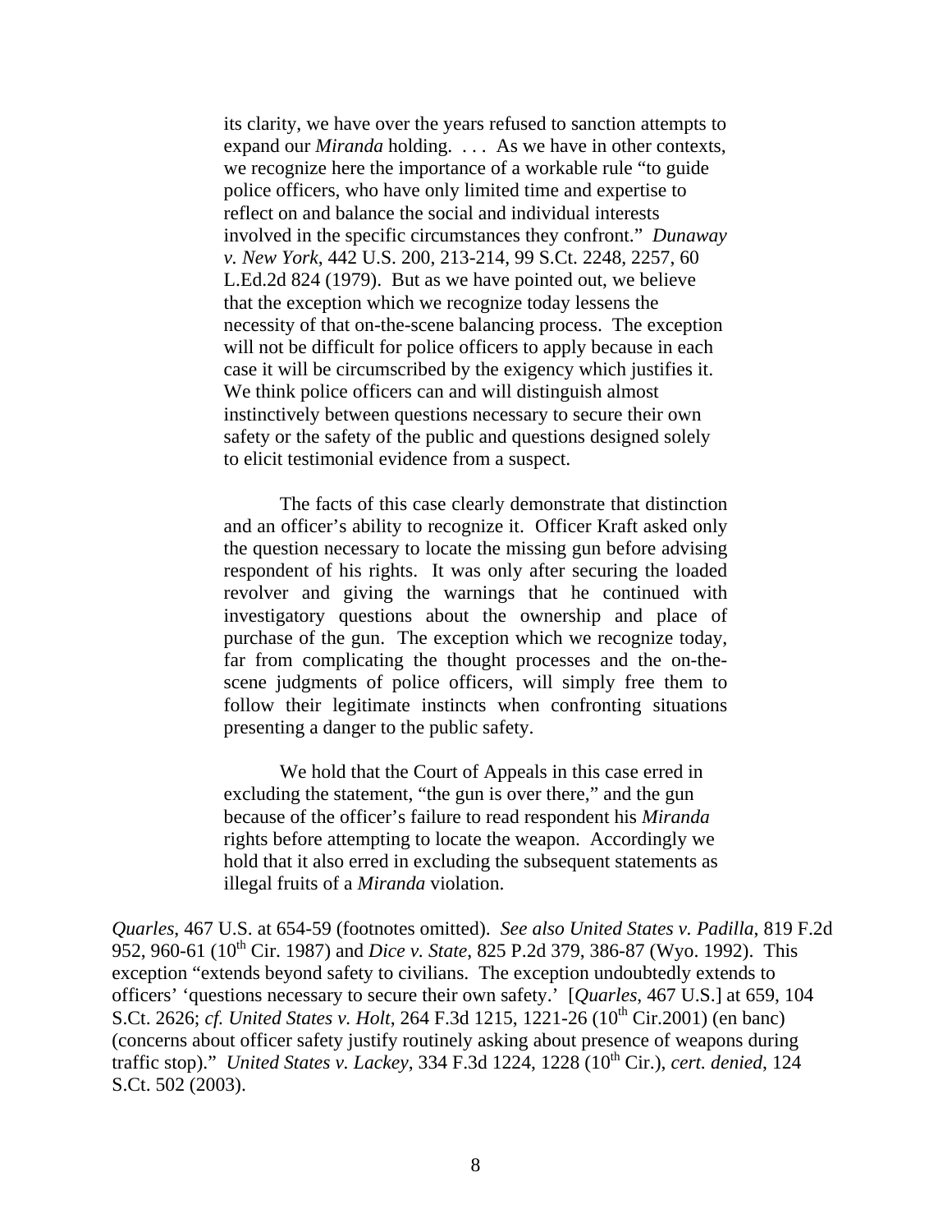> its clarity, we have over the years refused to sanction attempts to expand our *Miranda* holding. . . . As we have in other contexts, we recognize here the importance of a workable rule "to guide police officers, who have only limited time and expertise to reflect on and balance the social and individual interests involved in the specific circumstances they confront." *Dunaway v. New York*, 442 U.S. 200, 213-214, 99 S.Ct. 2248, 2257, 60 L.Ed.2d 824 (1979). But as we have pointed out, we believe that the exception which we recognize today lessens the necessity of that on-the-scene balancing process. The exception will not be difficult for police officers to apply because in each case it will be circumscribed by the exigency which justifies it. We think police officers can and will distinguish almost instinctively between questions necessary to secure their own safety or the safety of the public and questions designed solely to elicit testimonial evidence from a suspect.
>
> The facts of this case clearly demonstrate that distinction and an officer's ability to recognize it. Officer Kraft asked only the question necessary to locate the missing gun before advising respondent of his rights. It was only after securing the loaded revolver and giving the warnings that he continued with investigatory questions about the ownership and place of purchase of the gun. The exception which we recognize today, far from complicating the thought processes and the on-the-scene judgments of police officers, will simply free them to follow their legitimate instincts when confronting situations presenting a danger to the public safety.
>
> We hold that the Court of Appeals in this case erred in excluding the statement, "the gun is over there," and the gun because of the officer's failure to read respondent his *Miranda* rights before attempting to locate the weapon. Accordingly we hold that it also erred in excluding the subsequent statements as illegal fruits of a *Miranda* violation.

*Quarles*, 467 U.S. at 654-59 (footnotes omitted). *See also United States v. Padilla*, 819 F.2d 952, 960-61 (10th Cir. 1987) and *Dice v. State*, 825 P.2d 379, 386-87 (Wyo. 1992). This exception "extends beyond safety to civilians. The exception undoubtedly extends to officers' 'questions necessary to secure their own safety.' [*Quarles*, 467 U.S.] at 659, 104 S.Ct. 2626; *cf. United States v. Holt*, 264 F.3d 1215, 1221-26 (10th Cir.2001) (en banc) (concerns about officer safety justify routinely asking about presence of weapons during traffic stop)." *United States v. Lackey*, 334 F.3d 1224, 1228 (10th Cir.), *cert. denied*, 124 S.Ct. 502 (2003).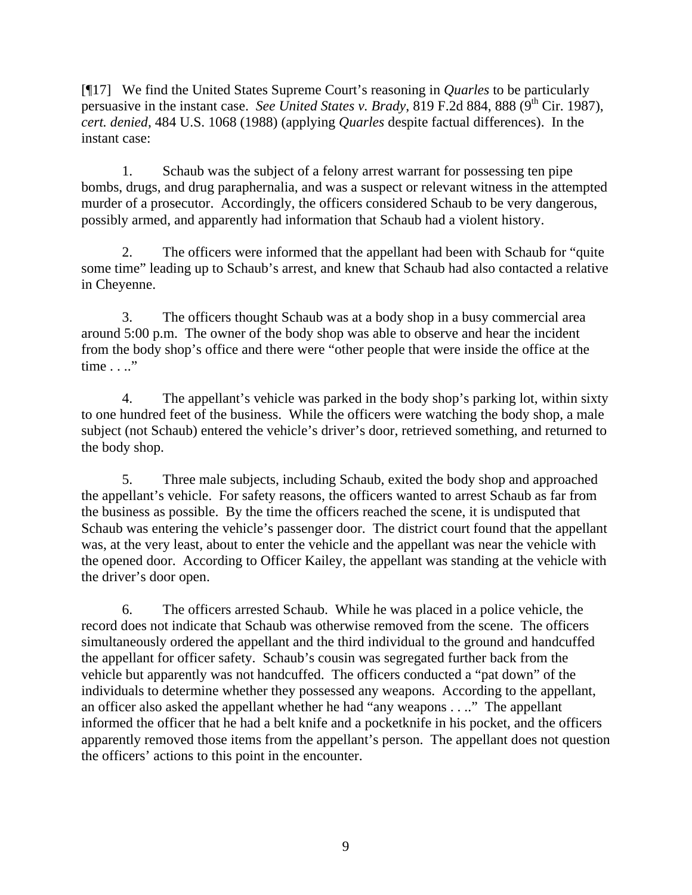[¶17] We find the United States Supreme Court's reasoning in *Quarles* to be particularly persuasive in the instant case. *See United States v. Brady*, 819 F.2d 884, 888 (9th Cir. 1987), *cert. denied*, 484 U.S. 1068 (1988) (applying *Quarles* despite factual differences). In the instant case:

1. Schaub was the subject of a felony arrest warrant for possessing ten pipe bombs, drugs, and drug paraphernalia, and was a suspect or relevant witness in the attempted murder of a prosecutor. Accordingly, the officers considered Schaub to be very dangerous, possibly armed, and apparently had information that Schaub had a violent history.

2. The officers were informed that the appellant had been with Schaub for "quite some time" leading up to Schaub's arrest, and knew that Schaub had also contacted a relative in Cheyenne.

3. The officers thought Schaub was at a body shop in a busy commercial area around 5:00 p.m. The owner of the body shop was able to observe and hear the incident from the body shop's office and there were "other people that were inside the office at the time . . .."

4. The appellant's vehicle was parked in the body shop's parking lot, within sixty to one hundred feet of the business. While the officers were watching the body shop, a male subject (not Schaub) entered the vehicle's driver's door, retrieved something, and returned to the body shop.

5. Three male subjects, including Schaub, exited the body shop and approached the appellant's vehicle. For safety reasons, the officers wanted to arrest Schaub as far from the business as possible. By the time the officers reached the scene, it is undisputed that Schaub was entering the vehicle's passenger door. The district court found that the appellant was, at the very least, about to enter the vehicle and the appellant was near the vehicle with the opened door. According to Officer Kailey, the appellant was standing at the vehicle with the driver's door open.

6. The officers arrested Schaub. While he was placed in a police vehicle, the record does not indicate that Schaub was otherwise removed from the scene. The officers simultaneously ordered the appellant and the third individual to the ground and handcuffed the appellant for officer safety. Schaub's cousin was segregated further back from the vehicle but apparently was not handcuffed. The officers conducted a "pat down" of the individuals to determine whether they possessed any weapons. According to the appellant, an officer also asked the appellant whether he had "any weapons . . .." The appellant informed the officer that he had a belt knife and a pocketknife in his pocket, and the officers apparently removed those items from the appellant's person. The appellant does not question the officers' actions to this point in the encounter.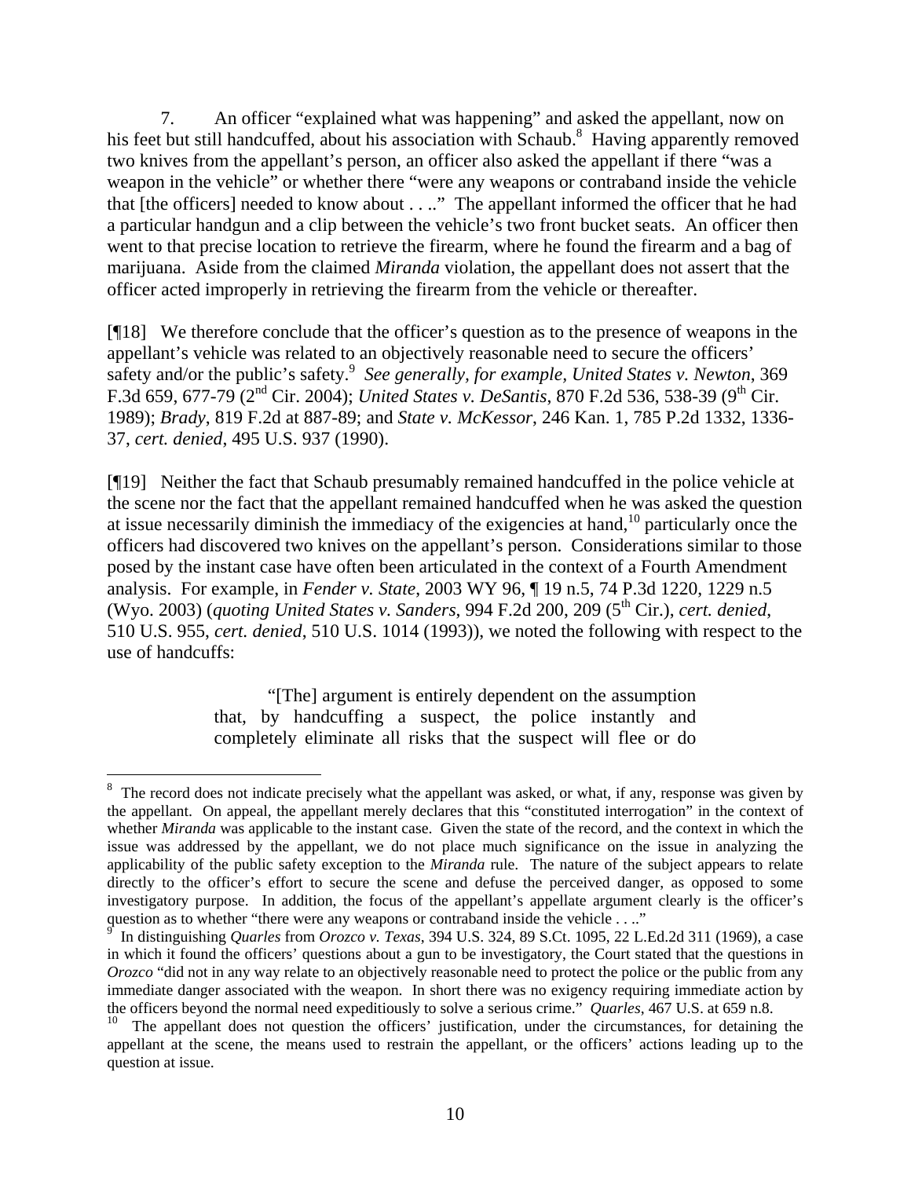7. An officer "explained what was happening" and asked the appellant, now on his feet but still handcuffed, about his association with Schaub.[8] Having apparently removed two knives from the appellant's person, an officer also asked the appellant if there "was a weapon in the vehicle" or whether there "were any weapons or contraband inside the vehicle that [the officers] needed to know about . . .." The appellant informed the officer that he had a particular handgun and a clip between the vehicle's two front bucket seats. An officer then went to that precise location to retrieve the firearm, where he found the firearm and a bag of marijuana. Aside from the claimed *Miranda* violation, the appellant does not assert that the officer acted improperly in retrieving the firearm from the vehicle or thereafter.

[¶18] We therefore conclude that the officer's question as to the presence of weapons in the appellant's vehicle was related to an objectively reasonable need to secure the officers' safety and/or the public's safety.[9] *See generally, for example, United States v. Newton*, 369 F.3d 659, 677-79 (2nd Cir. 2004); *United States v. DeSantis*, 870 F.2d 536, 538-39 (9th Cir. 1989); *Brady*, 819 F.2d at 887-89; and *State v. McKessor*, 246 Kan. 1, 785 P.2d 1332, 1336-37, *cert. denied*, 495 U.S. 937 (1990).

[¶19] Neither the fact that Schaub presumably remained handcuffed in the police vehicle at the scene nor the fact that the appellant remained handcuffed when he was asked the question at issue necessarily diminish the immediacy of the exigencies at hand,[10] particularly once the officers had discovered two knives on the appellant's person. Considerations similar to those posed by the instant case have often been articulated in the context of a Fourth Amendment analysis. For example, in *Fender v. State*, 2003 WY 96, ¶ 19 n.5, 74 P.3d 1220, 1229 n.5 (Wyo. 2003) (*quoting United States v. Sanders*, 994 F.2d 200, 209 (5th Cir.), *cert. denied*, 510 U.S. 955, *cert. denied*, 510 U.S. 1014 (1993)), we noted the following with respect to the use of handcuffs:

> "[The] argument is entirely dependent on the assumption that, by handcuffing a suspect, the police instantly and completely eliminate all risks that the suspect will flee or do

---

[8] The record does not indicate precisely what the appellant was asked, or what, if any, response was given by the appellant. On appeal, the appellant merely declares that this "constituted interrogation" in the context of whether *Miranda* was applicable to the instant case. Given the state of the record, and the context in which the issue was addressed by the appellant, we do not place much significance on the issue in analyzing the applicability of the public safety exception to the *Miranda* rule. The nature of the subject appears to relate directly to the officer's effort to secure the scene and defuse the perceived danger, as opposed to some investigatory purpose. In addition, the focus of the appellant's appellate argument clearly is the officer's question as to whether "there were any weapons or contraband inside the vehicle . . .."

[9] In distinguishing *Quarles* from *Orozco v. Texas*, 394 U.S. 324, 89 S.Ct. 1095, 22 L.Ed.2d 311 (1969), a case in which it found the officers' questions about a gun to be investigatory, the Court stated that the questions in *Orozco* "did not in any way relate to an objectively reasonable need to protect the police or the public from any immediate danger associated with the weapon. In short there was no exigency requiring immediate action by the officers beyond the normal need expeditiously to solve a serious crime." *Quarles*, 467 U.S. at 659 n.8.

[10] The appellant does not question the officers' justification, under the circumstances, for detaining the appellant at the scene, the means used to restrain the appellant, or the officers' actions leading up to the question at issue.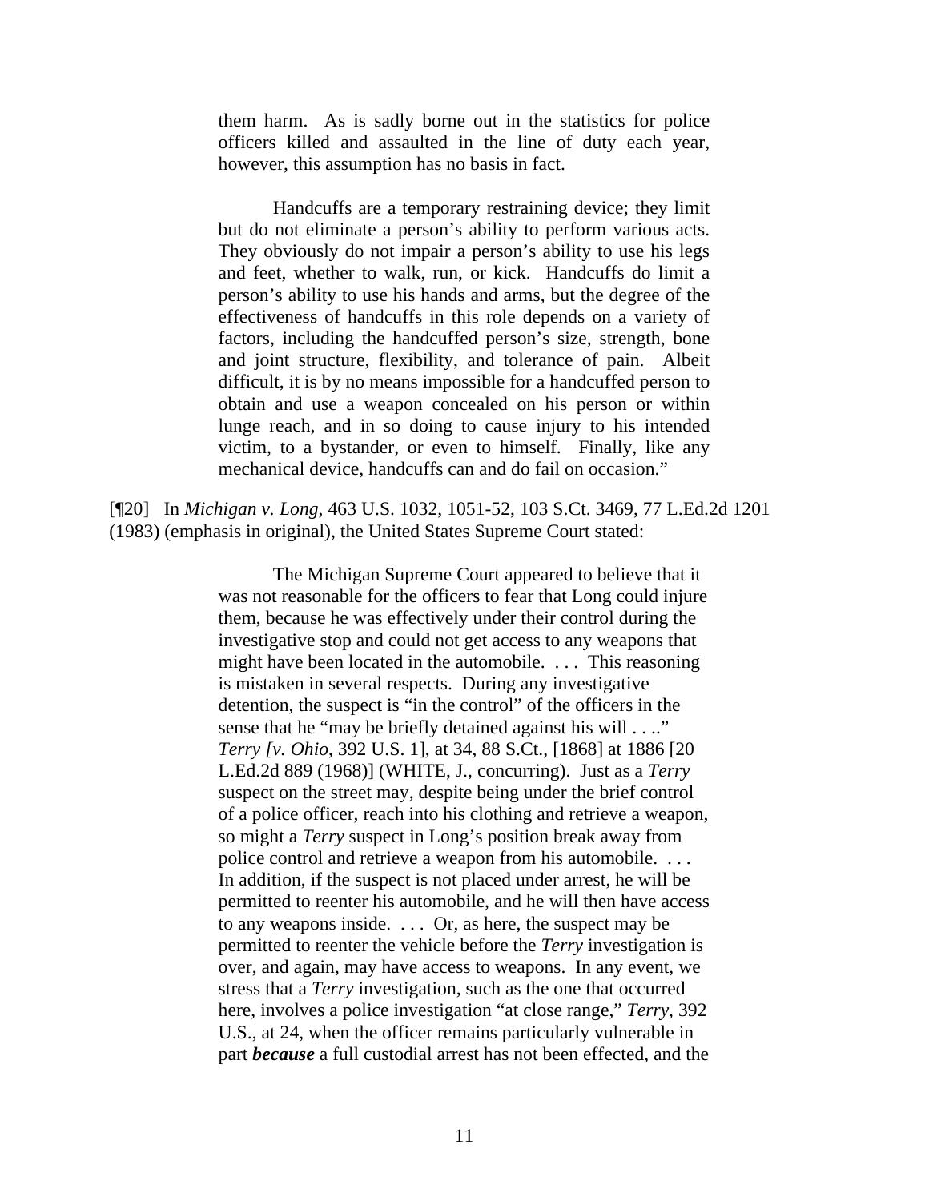> them harm. As is sadly borne out in the statistics for police officers killed and assaulted in the line of duty each year, however, this assumption has no basis in fact.
>
> Handcuffs are a temporary restraining device; they limit but do not eliminate a person's ability to perform various acts. They obviously do not impair a person's ability to use his legs and feet, whether to walk, run, or kick. Handcuffs do limit a person's ability to use his hands and arms, but the degree of the effectiveness of handcuffs in this role depends on a variety of factors, including the handcuffed person's size, strength, bone and joint structure, flexibility, and tolerance of pain. Albeit difficult, it is by no means impossible for a handcuffed person to obtain and use a weapon concealed on his person or within lunge reach, and in so doing to cause injury to his intended victim, to a bystander, or even to himself. Finally, like any mechanical device, handcuffs can and do fail on occasion."

[¶20] In *Michigan v. Long*, 463 U.S. 1032, 1051-52, 103 S.Ct. 3469, 77 L.Ed.2d 1201 (1983) (emphasis in original), the United States Supreme Court stated:

> The Michigan Supreme Court appeared to believe that it was not reasonable for the officers to fear that Long could injure them, because he was effectively under their control during the investigative stop and could not get access to any weapons that might have been located in the automobile. . . . This reasoning is mistaken in several respects. During any investigative detention, the suspect is "in the control" of the officers in the sense that he "may be briefly detained against his will . . .." *Terry [v. Ohio*, 392 U.S. 1], at 34, 88 S.Ct., [1868] at 1886 [20 L.Ed.2d 889 (1968)] (WHITE, J., concurring). Just as a *Terry* suspect on the street may, despite being under the brief control of a police officer, reach into his clothing and retrieve a weapon, so might a *Terry* suspect in Long's position break away from police control and retrieve a weapon from his automobile. . . . In addition, if the suspect is not placed under arrest, he will be permitted to reenter his automobile, and he will then have access to any weapons inside. . . . Or, as here, the suspect may be permitted to reenter the vehicle before the *Terry* investigation is over, and again, may have access to weapons. In any event, we stress that a *Terry* investigation, such as the one that occurred here, involves a police investigation "at close range," *Terry*, 392 U.S., at 24, when the officer remains particularly vulnerable in part ***because*** a full custodial arrest has not been effected, and the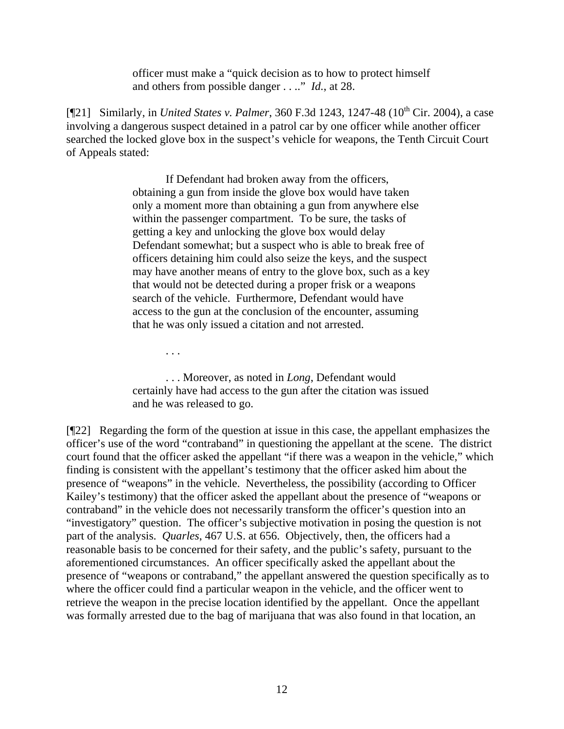> officer must make a "quick decision as to how to protect himself and others from possible danger . . .." *Id.*, at 28.

[¶21] Similarly, in *United States v. Palmer*, 360 F.3d 1243, 1247-48 (10th Cir. 2004), a case involving a dangerous suspect detained in a patrol car by one officer while another officer searched the locked glove box in the suspect's vehicle for weapons, the Tenth Circuit Court of Appeals stated:

> If Defendant had broken away from the officers, obtaining a gun from inside the glove box would have taken only a moment more than obtaining a gun from anywhere else within the passenger compartment. To be sure, the tasks of getting a key and unlocking the glove box would delay Defendant somewhat; but a suspect who is able to break free of officers detaining him could also seize the keys, and the suspect may have another means of entry to the glove box, such as a key that would not be detected during a proper frisk or a weapons search of the vehicle. Furthermore, Defendant would have access to the gun at the conclusion of the encounter, assuming that he was only issued a citation and not arrested.
>
> . . .
>
> . . . Moreover, as noted in *Long*, Defendant would certainly have had access to the gun after the citation was issued and he was released to go.

[¶22] Regarding the form of the question at issue in this case, the appellant emphasizes the officer's use of the word "contraband" in questioning the appellant at the scene. The district court found that the officer asked the appellant "if there was a weapon in the vehicle," which finding is consistent with the appellant's testimony that the officer asked him about the presence of "weapons" in the vehicle. Nevertheless, the possibility (according to Officer Kailey's testimony) that the officer asked the appellant about the presence of "weapons or contraband" in the vehicle does not necessarily transform the officer's question into an "investigatory" question. The officer's subjective motivation in posing the question is not part of the analysis. *Quarles*, 467 U.S. at 656. Objectively, then, the officers had a reasonable basis to be concerned for their safety, and the public's safety, pursuant to the aforementioned circumstances. An officer specifically asked the appellant about the presence of "weapons or contraband," the appellant answered the question specifically as to where the officer could find a particular weapon in the vehicle, and the officer went to retrieve the weapon in the precise location identified by the appellant. Once the appellant was formally arrested due to the bag of marijuana that was also found in that location, an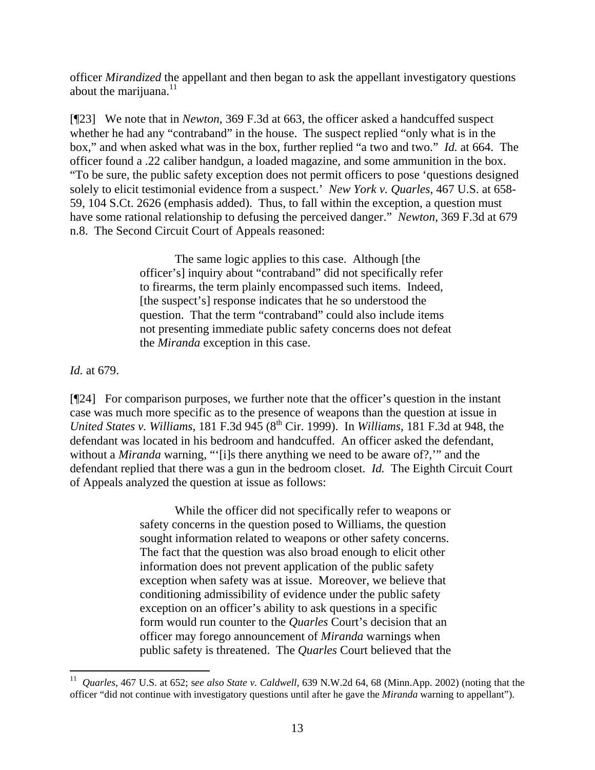officer *Mirandized* the appellant and then began to ask the appellant investigatory questions about the marijuana.[11]

[¶23] We note that in *Newton*, 369 F.3d at 663, the officer asked a handcuffed suspect whether he had any "contraband" in the house. The suspect replied "only what is in the box," and when asked what was in the box, further replied "a two and two." *Id.* at 664. The officer found a .22 caliber handgun, a loaded magazine, and some ammunition in the box. "To be sure, the public safety exception does not permit officers to pose 'questions designed solely to elicit testimonial evidence from a suspect.' *New York v. Quarles*, 467 U.S. at 658-59, 104 S.Ct. 2626 (emphasis added). Thus, to fall within the exception, a question must have some rational relationship to defusing the perceived danger." *Newton*, 369 F.3d at 679 n.8. The Second Circuit Court of Appeals reasoned:

> The same logic applies to this case. Although [the officer's] inquiry about "contraband" did not specifically refer to firearms, the term plainly encompassed such items. Indeed, [the suspect's] response indicates that he so understood the question. That the term "contraband" could also include items not presenting immediate public safety concerns does not defeat the *Miranda* exception in this case.

*Id.* at 679.

[¶24] For comparison purposes, we further note that the officer's question in the instant case was much more specific as to the presence of weapons than the question at issue in *United States v. Williams*, 181 F.3d 945 (8th Cir. 1999). In *Williams*, 181 F.3d at 948, the defendant was located in his bedroom and handcuffed. An officer asked the defendant, without a *Miranda* warning, "'[i]s there anything we need to be aware of?,'" and the defendant replied that there was a gun in the bedroom closet. *Id.* The Eighth Circuit Court of Appeals analyzed the question at issue as follows:

> While the officer did not specifically refer to weapons or safety concerns in the question posed to Williams, the question sought information related to weapons or other safety concerns. The fact that the question was also broad enough to elicit other information does not prevent application of the public safety exception when safety was at issue. Moreover, we believe that conditioning admissibility of evidence under the public safety exception on an officer's ability to ask questions in a specific form would run counter to the *Quarles* Court's decision that an officer may forego announcement of *Miranda* warnings when public safety is threatened. The *Quarles* Court believed that the

---

[11] *Quarles*, 467 U.S. at 652; *see also State v. Caldwell*, 639 N.W.2d 64, 68 (Minn.App. 2002) (noting that the officer "did not continue with investigatory questions until after he gave the *Miranda* warning to appellant").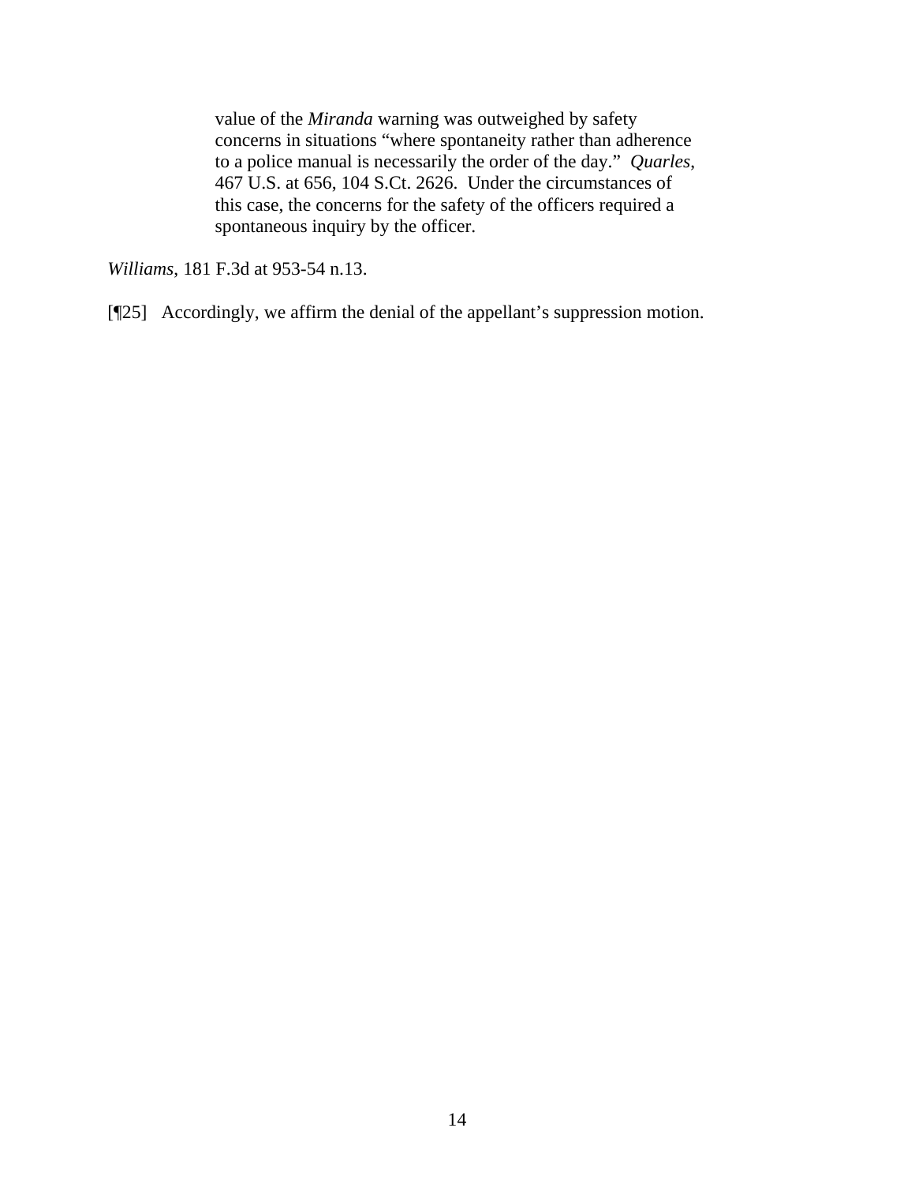> value of the *Miranda* warning was outweighed by safety concerns in situations "where spontaneity rather than adherence to a police manual is necessarily the order of the day." *Quarles*, 467 U.S. at 656, 104 S.Ct. 2626. Under the circumstances of this case, the concerns for the safety of the officers required a spontaneous inquiry by the officer.

*Williams*, 181 F.3d at 953-54 n.13.

[¶25] Accordingly, we affirm the denial of the appellant's suppression motion.